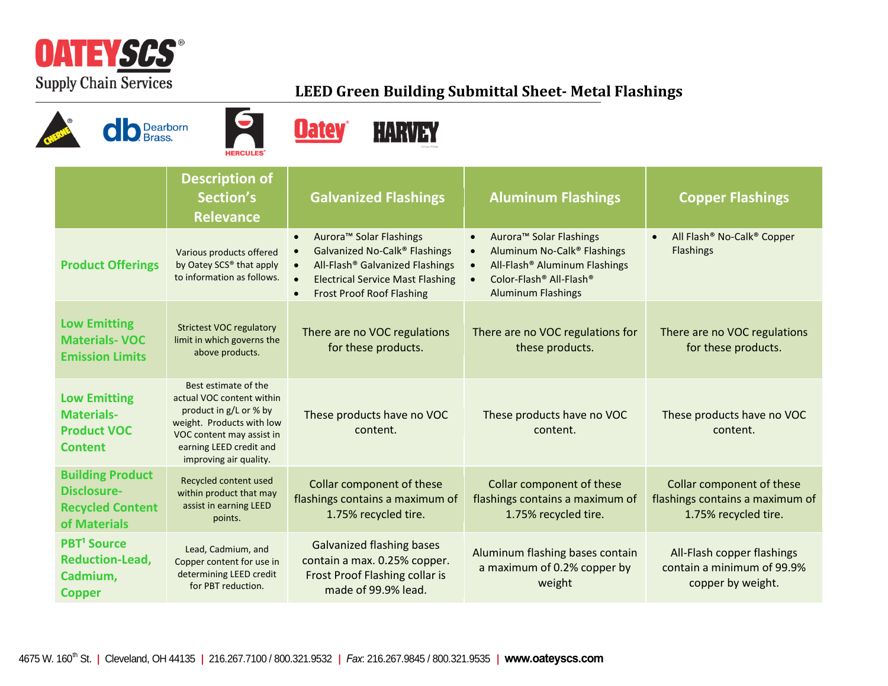**OATEYSCS®**
Supply Chain Services

# LEED Green Building Submittal Sheet- Metal Flashings

| | Description of Section's Relevance | Galvanized Flashings | Aluminum Flashings | Copper Flashings |
|---|---|---|---|---|
| **Product Offerings** | Various products offered by Oatey SCS® that apply to information as follows. | • Aurora™ Solar Flashings<br>• Galvanized No-Calk® Flashings<br>• All-Flash® Galvanized Flashings<br>• Electrical Service Mast Flashing<br>• Frost Proof Roof Flashing | • Aurora™ Solar Flashings<br>• Aluminum No-Calk® Flashings<br>• All-Flash® Aluminum Flashings<br>• Color-Flash® All-Flash® Aluminum Flashings | • All Flash® No-Calk® Copper Flashings |
| **Low Emitting Materials- VOC Emission Limits** | Strictest VOC regulatory limit in which governs the above products. | There are no VOC regulations for these products. | There are no VOC regulations for these products. | There are no VOC regulations for these products. |
| **Low Emitting Materials- Product VOC Content** | Best estimate of the actual VOC content within product in g/L or % by weight. Products with low VOC content may assist in earning LEED credit and improving air quality. | These products have no VOC content. | These products have no VOC content. | These products have no VOC content. |
| **Building Product Disclosure- Recycled Content of Materials** | Recycled content used within product that may assist in earning LEED points. | Collar component of these flashings contains a maximum of 1.75% recycled tire. | Collar component of these flashings contains a maximum of 1.75% recycled tire. | Collar component of these flashings contains a maximum of 1.75% recycled tire. |
| **PBT[1] Source Reduction-Lead, Cadmium, Copper** | Lead, Cadmium, and Copper content for use in determining LEED credit for PBT reduction. | Galvanized flashing bases contain a max. 0.25% copper. Frost Proof Flashing collar is made of 99.9% lead. | Aluminum flashing bases contain a maximum of 0.2% copper by weight | All-Flash copper flashings contain a minimum of 99.9% copper by weight. |

4675 W. 160th St. | Cleveland, OH 44135 | 216.267.7100 / 800.321.9532 | *Fax*: 216.267.9845 / 800.321.9535 | **www.oateyscs.com**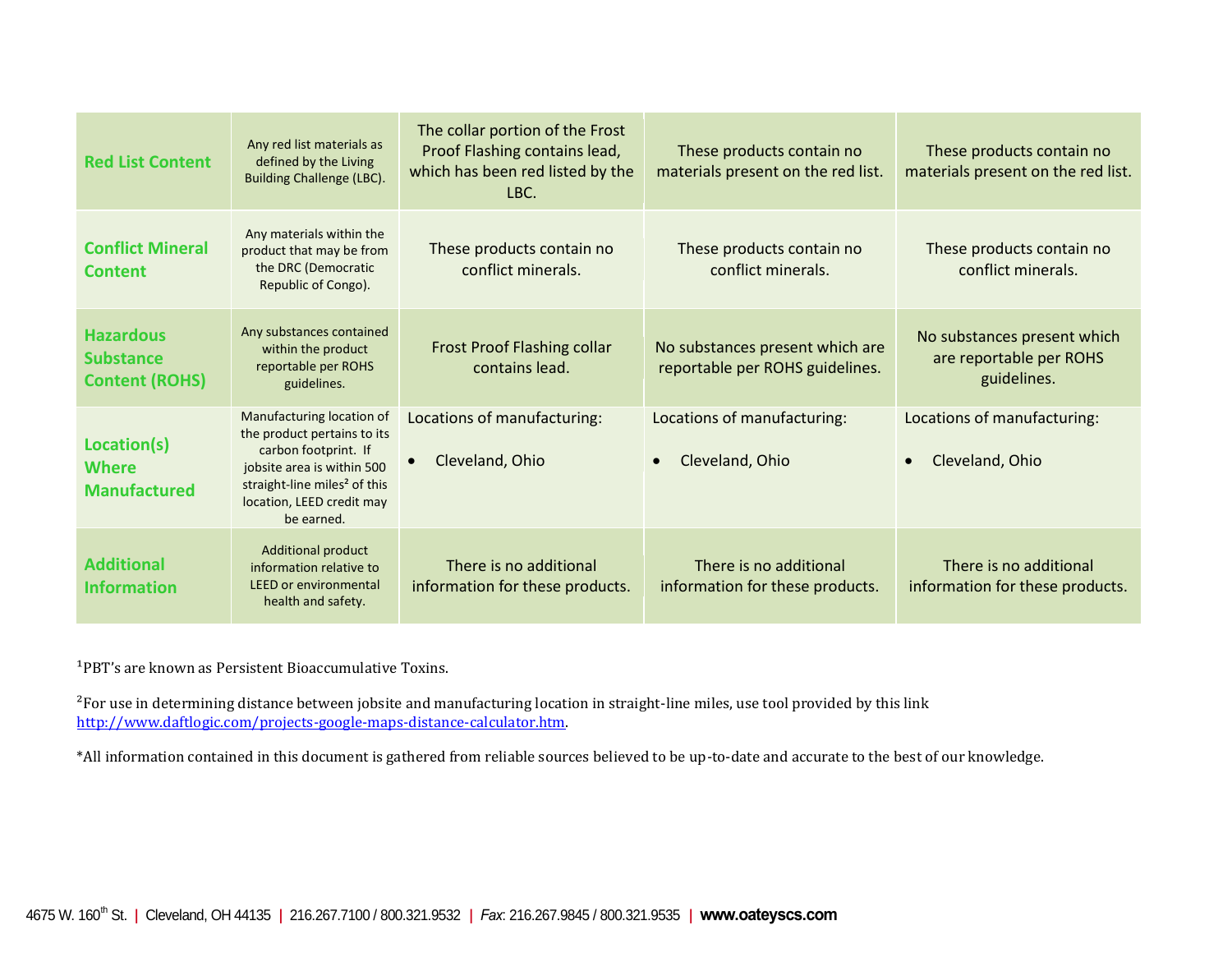| | | | | |
|---|---|---|---|---|
| **Red List Content** | Any red list materials as defined by the Living Building Challenge (LBC). | The collar portion of the Frost Proof Flashing contains lead, which has been red listed by the LBC. | These products contain no materials present on the red list. | These products contain no materials present on the red list. |
| **Conflict Mineral Content** | Any materials within the product that may be from the DRC (Democratic Republic of Congo). | These products contain no conflict minerals. | These products contain no conflict minerals. | These products contain no conflict minerals. |
| **Hazardous Substance Content (ROHS)** | Any substances contained within the product reportable per ROHS guidelines. | Frost Proof Flashing collar contains lead. | No substances present which are reportable per ROHS guidelines. | No substances present which are reportable per ROHS guidelines. |
| **Location(s) Where Manufactured** | Manufacturing location of the product pertains to its carbon footprint. If jobsite area is within 500 straight-line miles[2] of this location, LEED credit may be earned. | Locations of manufacturing: <br>• Cleveland, Ohio | Locations of manufacturing: <br>• Cleveland, Ohio | Locations of manufacturing: <br>• Cleveland, Ohio |
| **Additional Information** | Additional product information relative to LEED or environmental health and safety. | There is no additional information for these products. | There is no additional information for these products. | There is no additional information for these products. |

[1]PBT's are known as Persistent Bioaccumulative Toxins.

[2]For use in determining distance between jobsite and manufacturing location in straight-line miles, use tool provided by this link http://www.daftlogic.com/projects-google-maps-distance-calculator.htm.

*All information contained in this document is gathered from reliable sources believed to be up-to-date and accurate to the best of our knowledge.

4675 W. 160th St. | Cleveland, OH 44135 | 216.267.7100 / 800.321.9532 | *Fax*: 216.267.9845 / 800.321.9535 | **www.oateyscs.com**